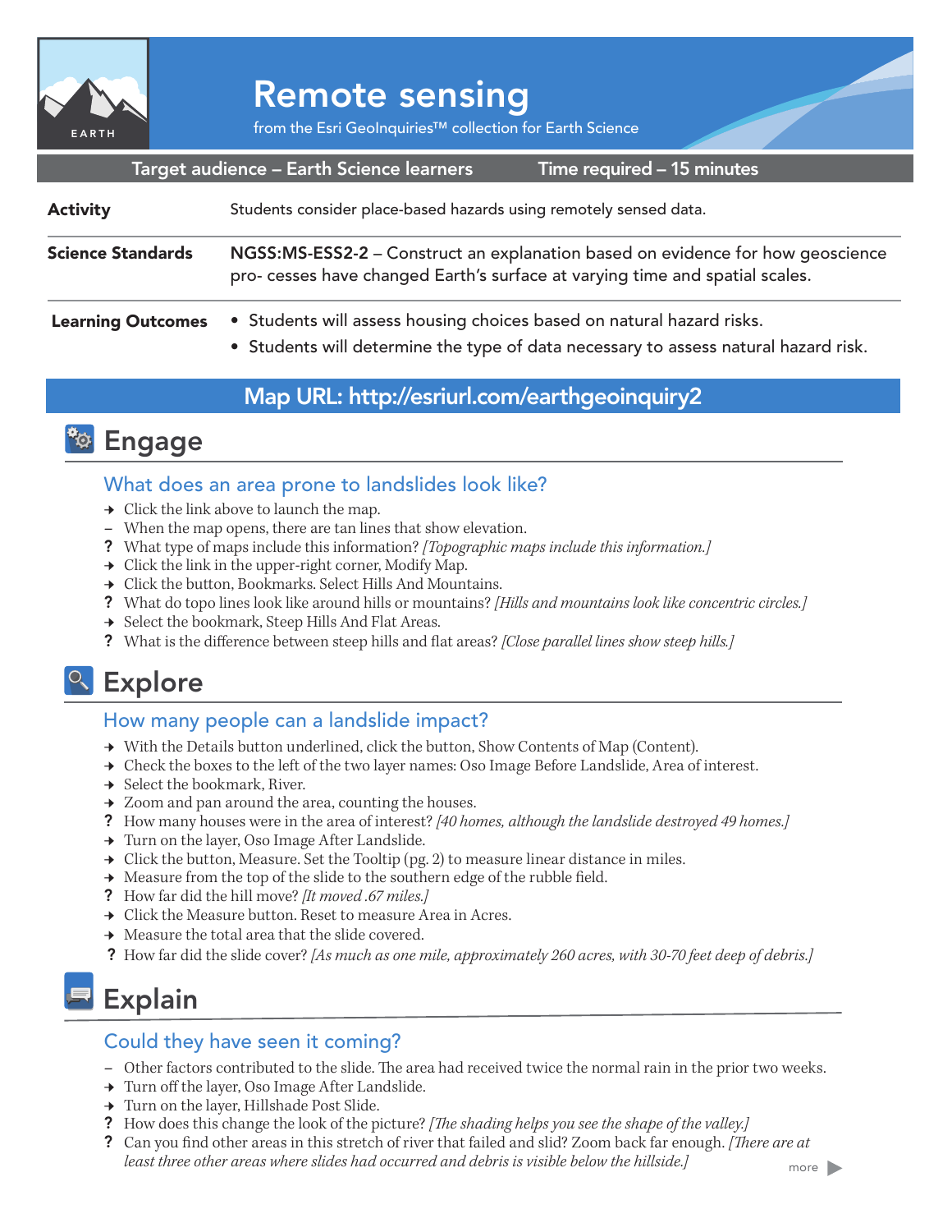# Remote sensing

from the Esri GeoInquiries™ collection for Earth Science

**Target audience – Earth Science learners** | **Time required – 15 minutes**

| | |
|---|---|
| **Activity** | Students consider place-based hazards using remotely sensed data. |
| **Science Standards** | NGSS:MS-ESS2-2 – Construct an explanation based on evidence for how geoscience pro- cesses have changed Earth's surface at varying time and spatial scales. |
| **Learning Outcomes** | • Students will assess housing choices based on natural hazard risks.<br>• Students will determine the type of data necessary to assess natural hazard risk. |

**Map URL: http://esriurl.com/earthgeoinquiry2**

## Engage

### What does an area prone to landslides look like?

→ Click the link above to launch the map.
– When the map opens, there are tan lines that show elevation.
? What type of maps include this information? *[Topographic maps include this information.]*
→ Click the link in the upper-right corner, Modify Map.
→ Click the button, Bookmarks. Select Hills And Mountains.
? What do topo lines look like around hills or mountains? *[Hills and mountains look like concentric circles.]*
→ Select the bookmark, Steep Hills And Flat Areas.
? What is the difference between steep hills and flat areas? *[Close parallel lines show steep hills.]*

## Explore

### How many people can a landslide impact?

→ With the Details button underlined, click the button, Show Contents of Map (Content).
→ Check the boxes to the left of the two layer names: Oso Image Before Landslide, Area of interest.
→ Select the bookmark, River.
→ Zoom and pan around the area, counting the houses.
? How many houses were in the area of interest? *[40 homes, although the landslide destroyed 49 homes.]*
→ Turn on the layer, Oso Image After Landslide.
→ Click the button, Measure. Set the Tooltip (pg. 2) to measure linear distance in miles.
→ Measure from the top of the slide to the southern edge of the rubble field.
? How far did the hill move? *[It moved .67 miles.]*
→ Click the Measure button. Reset to measure Area in Acres.
→ Measure the total area that the slide covered.
? How far did the slide cover? *[As much as one mile, approximately 260 acres, with 30-70 feet deep of debris.]*

## Explain

### Could they have seen it coming?

– Other factors contributed to the slide. The area had received twice the normal rain in the prior two weeks.
→ Turn off the layer, Oso Image After Landslide.
→ Turn on the layer, Hillshade Post Slide.
? How does this change the look of the picture? *[The shading helps you see the shape of the valley.]*
? Can you find other areas in this stretch of river that failed and slid? Zoom back far enough. *[There are at least three other areas where slides had occurred and debris is visible below the hillside.]*

more ▶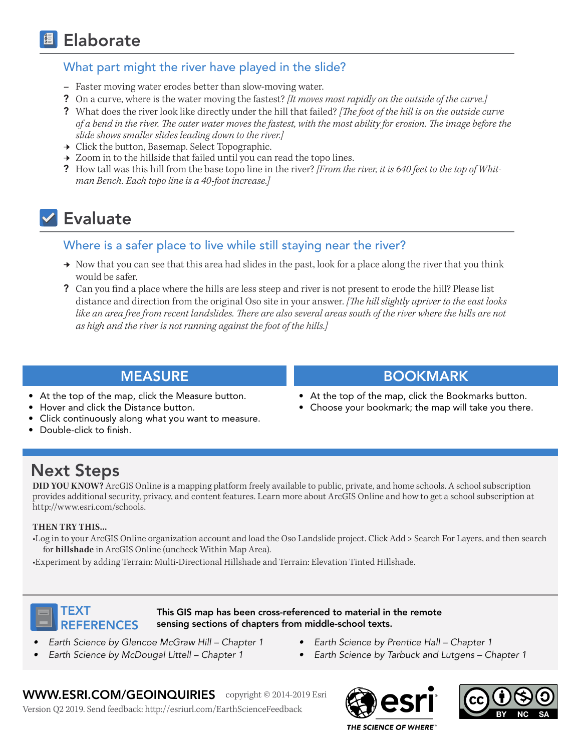## Elaborate

### What part might the river have played in the slide?

– Faster moving water erodes better than slow-moving water.

? On a curve, where is the water moving the fastest? *[It moves most rapidly on the outside of the curve.]*

? What does the river look like directly under the hill that failed? *[The foot of the hill is on the outside curve of a bend in the river. The outer water moves the fastest, with the most ability for erosion. The image before the slide shows smaller slides leading down to the river.]*

→ Click the button, Basemap. Select Topographic.

→ Zoom in to the hillside that failed until you can read the topo lines.

? How tall was this hill from the base topo line in the river? *[From the river, it is 640 feet to the top of Whitman Bench. Each topo line is a 40-foot increase.]*

## Evaluate

### Where is a safer place to live while still staying near the river?

→ Now that you can see that this area had slides in the past, look for a place along the river that you think would be safer.

? Can you find a place where the hills are less steep and river is not present to erode the hill? Please list distance and direction from the original Oso site in your answer. *[The hill slightly upriver to the east looks like an area free from recent landslides. There are also several areas south of the river where the hills are not as high and the river is not running against the foot of the hills.]*

### MEASURE

- At the top of the map, click the Measure button.
- Hover and click the Distance button.
- Click continuously along what you want to measure.
- Double-click to finish.

### BOOKMARK

- At the top of the map, click the Bookmarks button.
- Choose your bookmark; the map will take you there.

## Next Steps

**DID YOU KNOW?** ArcGIS Online is a mapping platform freely available to public, private, and home schools. A school subscription provides additional security, privacy, and content features. Learn more about ArcGIS Online and how to get a school subscription at http://www.esri.com/schools.

**THEN TRY THIS...**

•Log in to your ArcGIS Online organization account and load the Oso Landslide project. Click Add > Search For Layers, and then search for **hillshade** in ArcGIS Online (uncheck Within Map Area).

•Experiment by adding Terrain: Multi-Directional Hillshade and Terrain: Elevation Tinted Hillshade.

### TEXT REFERENCES

**This GIS map has been cross-referenced to material in the remote sensing sections of chapters from middle-school texts.**

- *Earth Science by Glencoe McGraw Hill – Chapter 1*
- *Earth Science by McDougal Littell – Chapter 1*
- *Earth Science by Prentice Hall – Chapter 1*
- *Earth Science by Tarbuck and Lutgens – Chapter 1*

**WWW.ESRI.COM/GEOINQUIRIES** copyright © 2014-2019 Esri

Version Q2 2019. Send feedback: http://esriurl.com/EarthScienceFeedback

esri THE SCIENCE OF WHERE™

CC BY NC SA